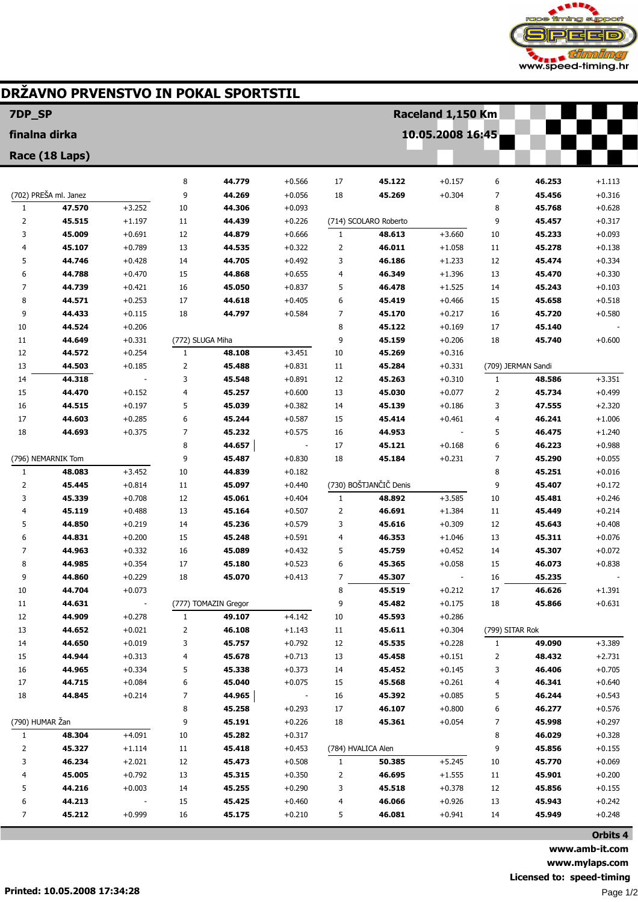# DRŽAVNO PRVENSTVO IN POKAL SPORTSTIL

**7DP_SP** — **Raceland 1,150 Km**

**finalna dirka** — **10.05.2008 16:45**

**Race (18 Laps)**

### (702) PREŠA ml. Janez

| Lap | Time | Diff |
|---|---|---|
| 1 | **47.570** | +3.252 |
| 2 | **45.515** | +1.197 |
| 3 | **45.009** | +0.691 |
| 4 | **45.107** | +0.789 |
| 5 | **44.746** | +0.428 |
| 6 | **44.788** | +0.470 |
| 7 | **44.739** | +0.421 |
| 8 | **44.571** | +0.253 |
| 9 | **44.433** | +0.115 |
| 10 | **44.524** | +0.206 |
| 11 | **44.649** | +0.331 |
| 12 | **44.572** | +0.254 |
| 13 | **44.503** | +0.185 |
| 14 | **44.318** | - |
| 15 | **44.470** | +0.152 |
| 16 | **44.515** | +0.197 |
| 17 | **44.603** | +0.285 |
| 18 | **44.693** | +0.375 |

### (796) NEMARNIK Tom

| Lap | Time | Diff |
|---|---|---|
| 1 | **48.083** | +3.452 |
| 2 | **45.445** | +0.814 |
| 3 | **45.339** | +0.708 |
| 4 | **45.119** | +0.488 |
| 5 | **44.850** | +0.219 |
| 6 | **44.831** | +0.200 |
| 7 | **44.963** | +0.332 |
| 8 | **44.985** | +0.354 |
| 9 | **44.860** | +0.229 |
| 10 | **44.704** | +0.073 |
| 11 | **44.631** | - |
| 12 | **44.909** | +0.278 |
| 13 | **44.652** | +0.021 |
| 14 | **44.650** | +0.019 |
| 15 | **44.944** | +0.313 |
| 16 | **44.965** | +0.334 |
| 17 | **44.715** | +0.084 |
| 18 | **44.845** | +0.214 |

### (790) HUMAR Žan

| Lap | Time | Diff |
|---|---|---|
| 1 | **48.304** | +4.091 |
| 2 | **45.327** | +1.114 |
| 3 | **46.234** | +2.021 |
| 4 | **45.005** | +0.792 |
| 5 | **44.216** | +0.003 |
| 6 | **44.213** | - |
| 7 | **45.212** | +0.999 |
| 8 | **44.779** | +0.566 |
| 9 | **44.269** | +0.056 |
| 10 | **44.306** | +0.093 |
| 11 | **44.439** | +0.226 |
| 12 | **44.879** | +0.666 |
| 13 | **44.535** | +0.322 |
| 14 | **44.705** | +0.492 |
| 15 | **44.868** | +0.655 |
| 16 | **45.050** | +0.837 |
| 17 | **44.618** | +0.405 |
| 18 | **44.797** | +0.584 |

### (772) SLUGA Miha

| Lap | Time | Diff |
|---|---|---|
| 1 | **48.108** | +3.451 |
| 2 | **45.488** | +0.831 |
| 3 | **45.548** | +0.891 |
| 4 | **45.257** | +0.600 |
| 5 | **45.039** | +0.382 |
| 6 | **45.244** | +0.587 |
| 7 | **45.232** | +0.575 |
| 8 | **44.657** | - |
| 9 | **45.487** | +0.830 |
| 10 | **44.839** | +0.182 |
| 11 | **45.097** | +0.440 |
| 12 | **45.061** | +0.404 |
| 13 | **45.164** | +0.507 |
| 14 | **45.236** | +0.579 |
| 15 | **45.248** | +0.591 |
| 16 | **45.089** | +0.432 |
| 17 | **45.180** | +0.523 |
| 18 | **45.070** | +0.413 |

### (777) TOMAZIN Gregor

| Lap | Time | Diff |
|---|---|---|
| 1 | **49.107** | +4.142 |
| 2 | **46.108** | +1.143 |
| 3 | **45.757** | +0.792 |
| 4 | **45.678** | +0.713 |
| 5 | **45.338** | +0.373 |
| 6 | **45.040** | +0.075 |
| 7 | **44.965** | - |
| 8 | **45.258** | +0.293 |
| 9 | **45.191** | +0.226 |
| 10 | **45.282** | +0.317 |
| 11 | **45.418** | +0.453 |
| 12 | **45.473** | +0.508 |
| 13 | **45.315** | +0.350 |
| 14 | **45.255** | +0.290 |
| 15 | **45.425** | +0.460 |
| 16 | **45.175** | +0.210 |
| 17 | **45.122** | +0.157 |
| 18 | **45.269** | +0.304 |

### (714) SCOLARO Roberto

| Lap | Time | Diff |
|---|---|---|
| 1 | **48.613** | +3.660 |
| 2 | **46.011** | +1.058 |
| 3 | **46.186** | +1.233 |
| 4 | **46.349** | +1.396 |
| 5 | **46.478** | +1.525 |
| 6 | **45.419** | +0.466 |
| 7 | **45.170** | +0.217 |
| 8 | **45.122** | +0.169 |
| 9 | **45.159** | +0.206 |
| 10 | **45.269** | +0.316 |
| 11 | **45.284** | +0.331 |
| 12 | **45.263** | +0.310 |
| 13 | **45.030** | +0.077 |
| 14 | **45.139** | +0.186 |
| 15 | **45.414** | +0.461 |
| 16 | **44.953** | - |
| 17 | **45.121** | +0.168 |
| 18 | **45.184** | +0.231 |

### (730) BOŠTJANČIČ Denis

| Lap | Time | Diff |
|---|---|---|
| 1 | **48.892** | +3.585 |
| 2 | **46.691** | +1.384 |
| 3 | **45.616** | +0.309 |
| 4 | **46.353** | +1.046 |
| 5 | **45.759** | +0.452 |
| 6 | **45.365** | +0.058 |
| 7 | **45.307** | - |
| 8 | **45.519** | +0.212 |
| 9 | **45.482** | +0.175 |
| 10 | **45.593** | +0.286 |
| 11 | **45.611** | +0.304 |
| 12 | **45.535** | +0.228 |
| 13 | **45.458** | +0.151 |
| 14 | **45.452** | +0.145 |
| 15 | **45.568** | +0.261 |
| 16 | **45.392** | +0.085 |
| 17 | **46.107** | +0.800 |
| 18 | **45.361** | +0.054 |

### (784) HVALICA Alen

| Lap | Time | Diff |
|---|---|---|
| 1 | **50.385** | +5.245 |
| 2 | **46.695** | +1.555 |
| 3 | **45.518** | +0.378 |
| 4 | **46.066** | +0.926 |
| 5 | **46.081** | +0.941 |
| 6 | **46.253** | +1.113 |
| 7 | **45.456** | +0.316 |
| 8 | **45.768** | +0.628 |
| 9 | **45.457** | +0.317 |
| 10 | **45.233** | +0.093 |
| 11 | **45.278** | +0.138 |
| 12 | **45.474** | +0.334 |
| 13 | **45.470** | +0.330 |
| 14 | **45.243** | +0.103 |
| 15 | **45.658** | +0.518 |
| 16 | **45.720** | +0.580 |
| 17 | **45.140** | - |
| 18 | **45.740** | +0.600 |

### (709) JERMAN Sandi

| Lap | Time | Diff |
|---|---|---|
| 1 | **48.586** | +3.351 |
| 2 | **45.734** | +0.499 |
| 3 | **47.555** | +2.320 |
| 4 | **46.241** | +1.006 |
| 5 | **46.475** | +1.240 |
| 6 | **46.223** | +0.988 |
| 7 | **45.290** | +0.055 |
| 8 | **45.251** | +0.016 |
| 9 | **45.407** | +0.172 |
| 10 | **45.481** | +0.246 |
| 11 | **45.449** | +0.214 |
| 12 | **45.643** | +0.408 |
| 13 | **45.311** | +0.076 |
| 14 | **45.307** | +0.072 |
| 15 | **46.073** | +0.838 |
| 16 | **45.235** | - |
| 17 | **46.626** | +1.391 |
| 18 | **45.866** | +0.631 |

### (799) SITAR Rok

| Lap | Time | Diff |
|---|---|---|
| 1 | **49.090** | +3.389 |
| 2 | **48.432** | +2.731 |
| 3 | **46.406** | +0.705 |
| 4 | **46.341** | +0.640 |
| 5 | **46.244** | +0.543 |
| 6 | **46.277** | +0.576 |
| 7 | **45.998** | +0.297 |
| 8 | **46.029** | +0.328 |
| 9 | **45.856** | +0.155 |
| 10 | **45.770** | +0.069 |
| 11 | **45.901** | +0.200 |
| 12 | **45.856** | +0.155 |
| 13 | **45.943** | +0.242 |
| 14 | **45.949** | +0.248 |

**Orbits 4**
**www.amb-it.com**
**www.mylaps.com**
**Licensed to: speed-timing**

**Printed: 10.05.2008 17:34:28**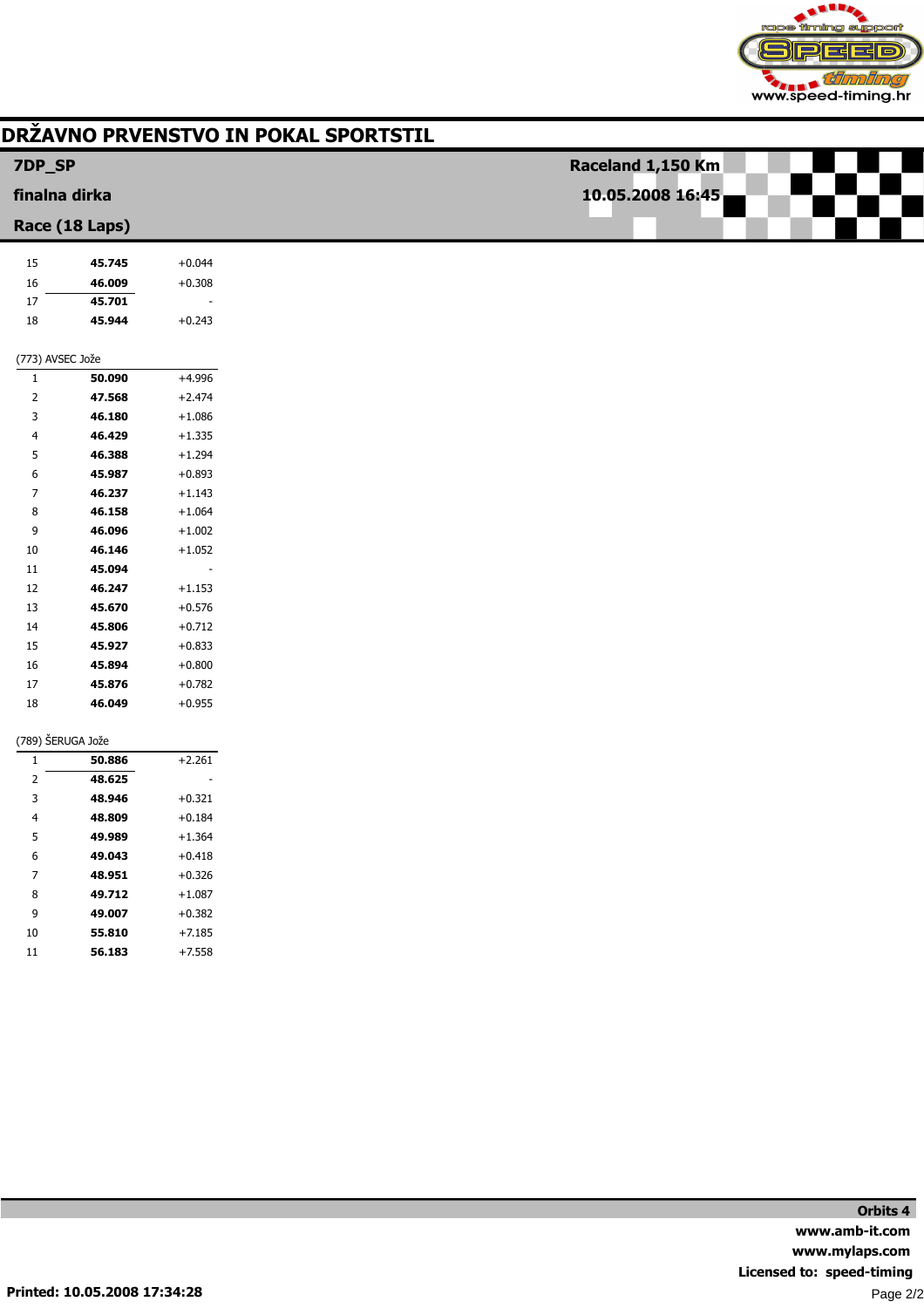# DRŽAVNO PRVENSTVO IN POKAL SPORTSTIL

**7DP_SP** — **Raceland 1,150 Km**

**finalna dirka** — **10.05.2008 16:45**

**Race (18 Laps)**

| | | |
|---|---|---|
| 15 | **45.745** | +0.044 |
| 16 | **46.009** | +0.308 |
| 17 | **45.701** | - |
| 18 | **45.944** | +0.243 |

(773) AVSEC Jože

| | | |
|---|---|---|
| 1 | **50.090** | +4.996 |
| 2 | **47.568** | +2.474 |
| 3 | **46.180** | +1.086 |
| 4 | **46.429** | +1.335 |
| 5 | **46.388** | +1.294 |
| 6 | **45.987** | +0.893 |
| 7 | **46.237** | +1.143 |
| 8 | **46.158** | +1.064 |
| 9 | **46.096** | +1.002 |
| 10 | **46.146** | +1.052 |
| 11 | **45.094** | - |
| 12 | **46.247** | +1.153 |
| 13 | **45.670** | +0.576 |
| 14 | **45.806** | +0.712 |
| 15 | **45.927** | +0.833 |
| 16 | **45.894** | +0.800 |
| 17 | **45.876** | +0.782 |
| 18 | **46.049** | +0.955 |

(789) ŠERUGA Jože

| | | |
|---|---|---|
| 1 | **50.886** | +2.261 |
| 2 | **48.625** | - |
| 3 | **48.946** | +0.321 |
| 4 | **48.809** | +0.184 |
| 5 | **49.989** | +1.364 |
| 6 | **49.043** | +0.418 |
| 7 | **48.951** | +0.326 |
| 8 | **49.712** | +1.087 |
| 9 | **49.007** | +0.382 |
| 10 | **55.810** | +7.185 |
| 11 | **56.183** | +7.558 |

**Orbits 4**
**www.amb-it.com**
**www.mylaps.com**
**Licensed to: speed-timing**

**Printed: 10.05.2008 17:34:28**